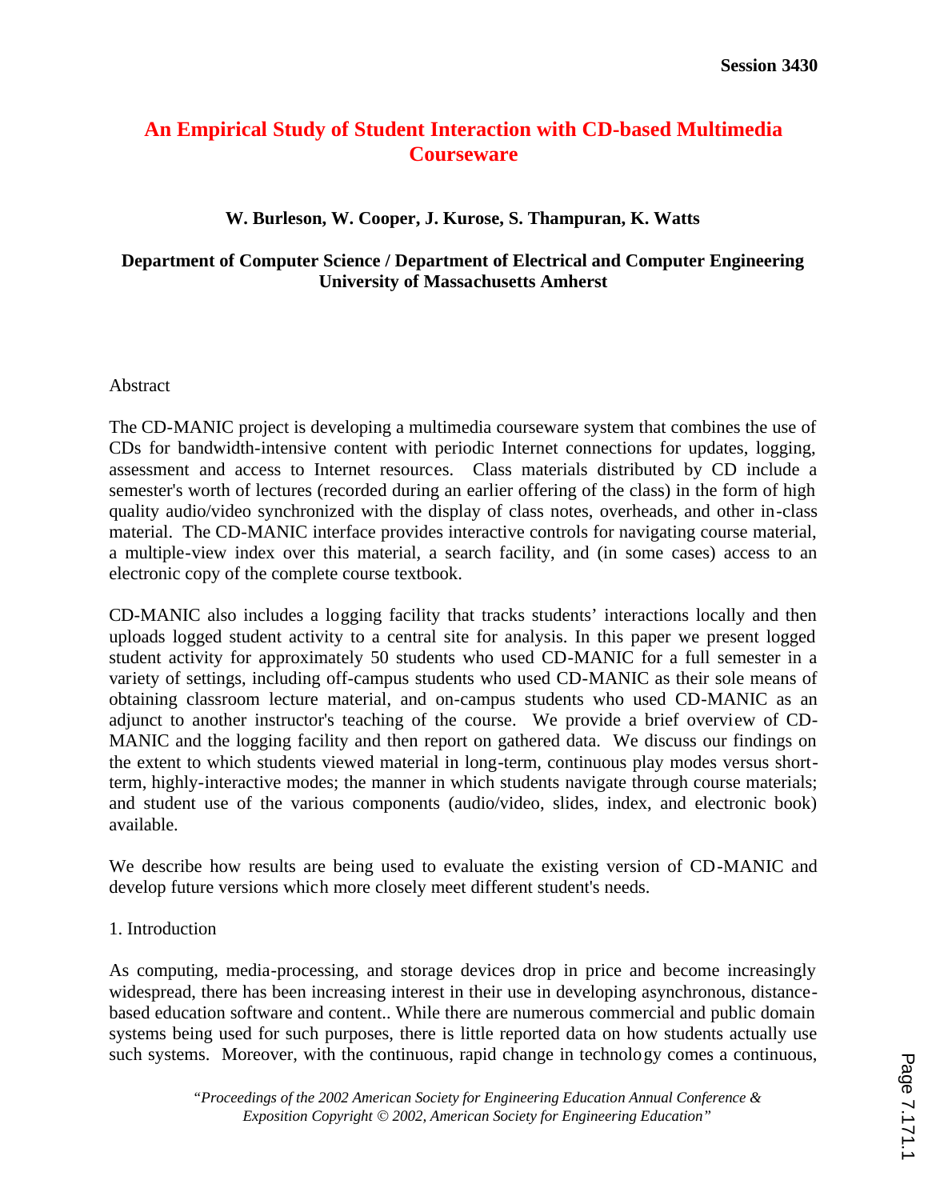# An Empirical Study of Student Interaction with CD-based Multimedia Courseware

**W. Burleson, W. Cooper, J. Kurose, S. Thampuran, K. Watts**

**Department of Computer Science / Department of Electrical and Computer Engineering University of Massachusetts Amherst**

## Abstract

The CD-MANIC project is developing a multimedia courseware system that combines the use of CDs for bandwidth-intensive content with periodic Internet connections for updates, logging, assessment and access to Internet resources. Class materials distributed by CD include a semester's worth of lectures (recorded during an earlier offering of the class) in the form of high quality audio/video synchronized with the display of class notes, overheads, and other in-class material. The CD-MANIC interface provides interactive controls for navigating course material, a multiple-view index over this material, a search facility, and (in some cases) access to an electronic copy of the complete course textbook.

CD-MANIC also includes a logging facility that tracks students' interactions locally and then uploads logged student activity to a central site for analysis. In this paper we present logged student activity for approximately 50 students who used CD-MANIC for a full semester in a variety of settings, including off-campus students who used CD-MANIC as their sole means of obtaining classroom lecture material, and on-campus students who used CD-MANIC as an adjunct to another instructor's teaching of the course. We provide a brief overview of CD-MANIC and the logging facility and then report on gathered data. We discuss our findings on the extent to which students viewed material in long-term, continuous play modes versus short-term, highly-interactive modes; the manner in which students navigate through course materials; and student use of the various components (audio/video, slides, index, and electronic book) available.

We describe how results are being used to evaluate the existing version of CD-MANIC and develop future versions which more closely meet different student's needs.

## 1. Introduction

As computing, media-processing, and storage devices drop in price and become increasingly widespread, there has been increasing interest in their use in developing asynchronous, distance-based education software and content.. While there are numerous commercial and public domain systems being used for such purposes, there is little reported data on how students actually use such systems. Moreover, with the continuous, rapid change in technology comes a continuous,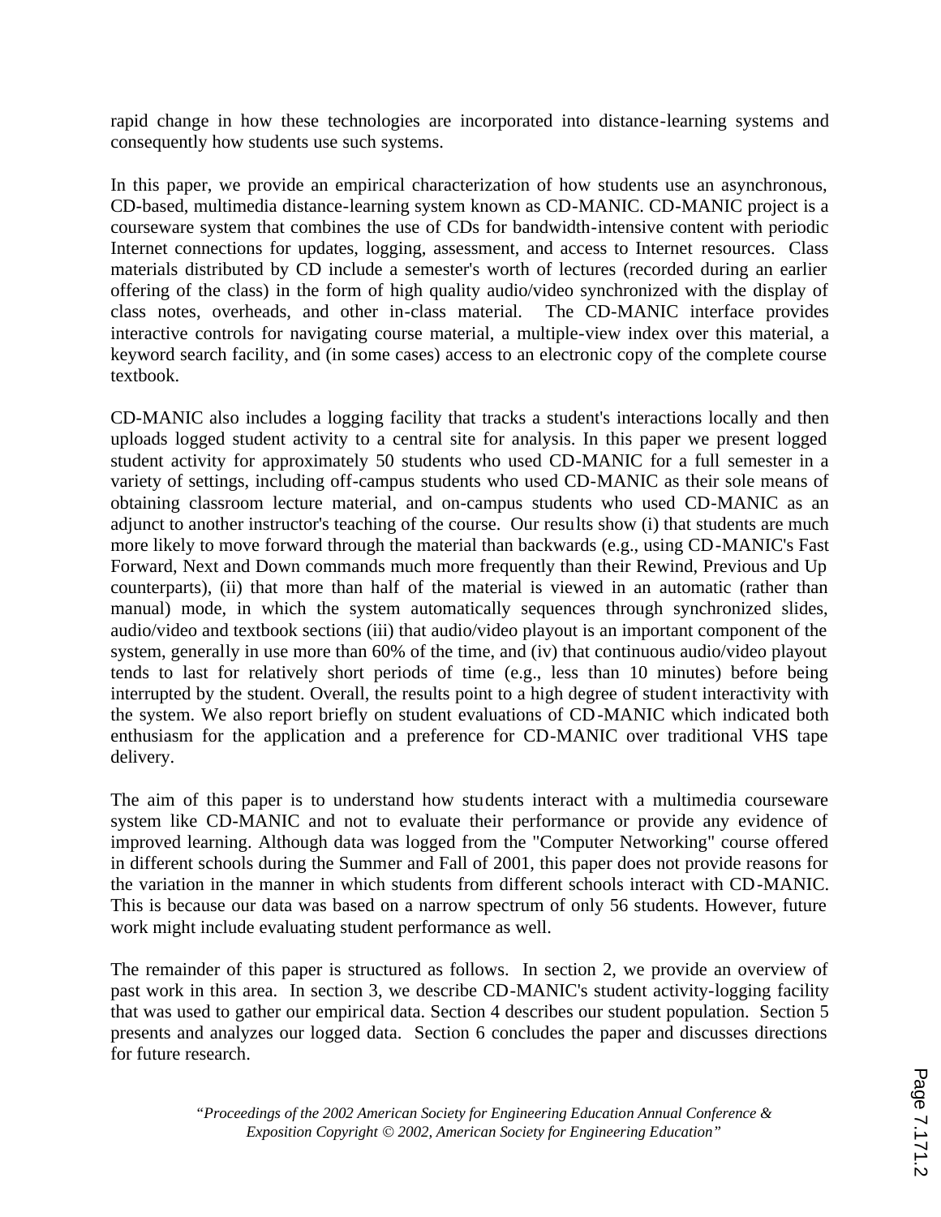rapid change in how these technologies are incorporated into distance-learning systems and consequently how students use such systems.

In this paper, we provide an empirical characterization of how students use an asynchronous, CD-based, multimedia distance-learning system known as CD-MANIC. CD-MANIC project is a courseware system that combines the use of CDs for bandwidth-intensive content with periodic Internet connections for updates, logging, assessment, and access to Internet resources. Class materials distributed by CD include a semester's worth of lectures (recorded during an earlier offering of the class) in the form of high quality audio/video synchronized with the display of class notes, overheads, and other in-class material. The CD-MANIC interface provides interactive controls for navigating course material, a multiple-view index over this material, a keyword search facility, and (in some cases) access to an electronic copy of the complete course textbook.

CD-MANIC also includes a logging facility that tracks a student's interactions locally and then uploads logged student activity to a central site for analysis. In this paper we present logged student activity for approximately 50 students who used CD-MANIC for a full semester in a variety of settings, including off-campus students who used CD-MANIC as their sole means of obtaining classroom lecture material, and on-campus students who used CD-MANIC as an adjunct to another instructor's teaching of the course. Our results show (i) that students are much more likely to move forward through the material than backwards (e.g., using CD-MANIC's Fast Forward, Next and Down commands much more frequently than their Rewind, Previous and Up counterparts), (ii) that more than half of the material is viewed in an automatic (rather than manual) mode, in which the system automatically sequences through synchronized slides, audio/video and textbook sections (iii) that audio/video playout is an important component of the system, generally in use more than 60% of the time, and (iv) that continuous audio/video playout tends to last for relatively short periods of time (e.g., less than 10 minutes) before being interrupted by the student. Overall, the results point to a high degree of student interactivity with the system. We also report briefly on student evaluations of CD-MANIC which indicated both enthusiasm for the application and a preference for CD-MANIC over traditional VHS tape delivery.

The aim of this paper is to understand how students interact with a multimedia courseware system like CD-MANIC and not to evaluate their performance or provide any evidence of improved learning. Although data was logged from the "Computer Networking" course offered in different schools during the Summer and Fall of 2001, this paper does not provide reasons for the variation in the manner in which students from different schools interact with CD-MANIC. This is because our data was based on a narrow spectrum of only 56 students. However, future work might include evaluating student performance as well.

The remainder of this paper is structured as follows. In section 2, we provide an overview of past work in this area. In section 3, we describe CD-MANIC's student activity-logging facility that was used to gather our empirical data. Section 4 describes our student population. Section 5 presents and analyzes our logged data. Section 6 concludes the paper and discusses directions for future research.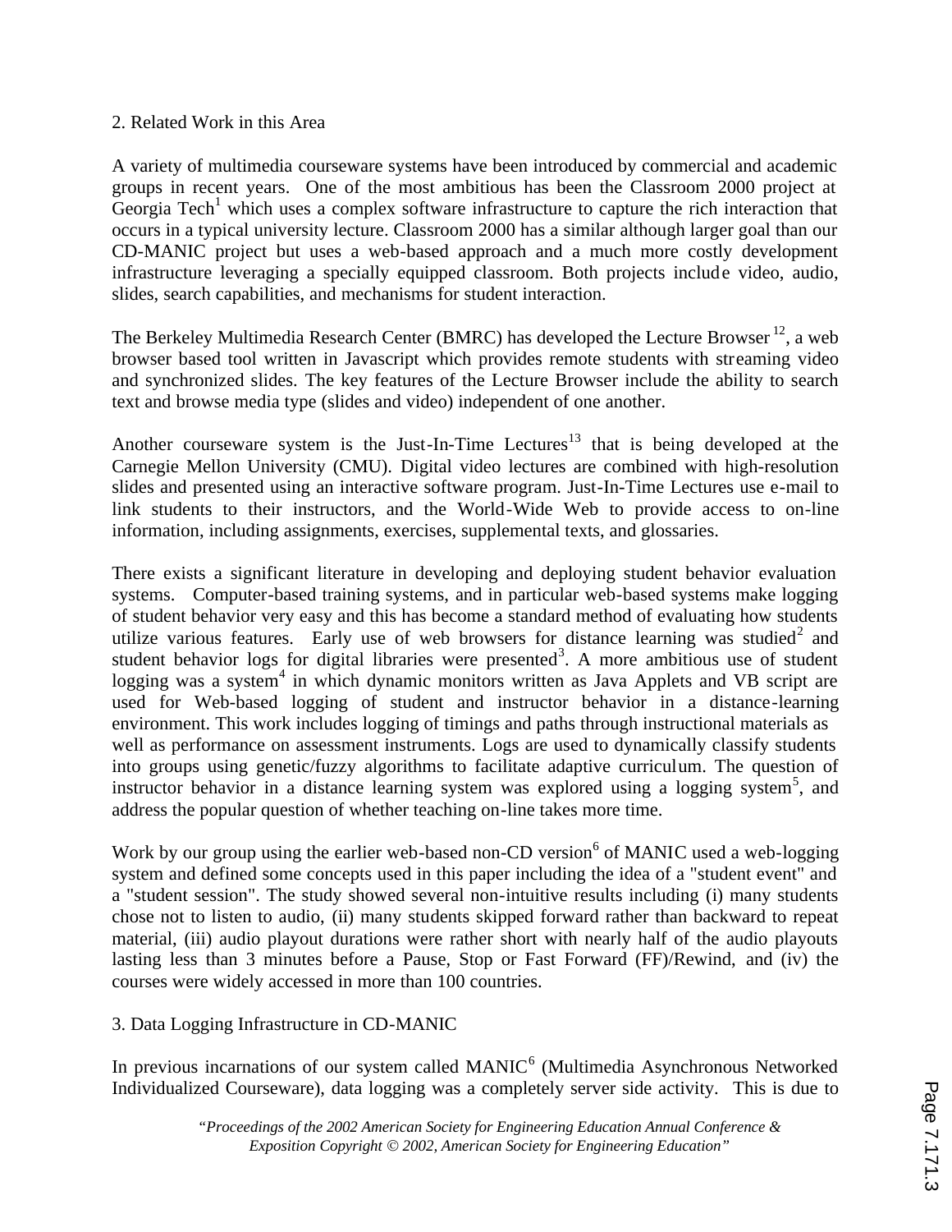## 2. Related Work in this Area

A variety of multimedia courseware systems have been introduced by commercial and academic groups in recent years. One of the most ambitious has been the Classroom 2000 project at Georgia Tech[1] which uses a complex software infrastructure to capture the rich interaction that occurs in a typical university lecture. Classroom 2000 has a similar although larger goal than our CD-MANIC project but uses a web-based approach and a much more costly development infrastructure leveraging a specially equipped classroom. Both projects include video, audio, slides, search capabilities, and mechanisms for student interaction.

The Berkeley Multimedia Research Center (BMRC) has developed the Lecture Browser [12], a web browser based tool written in Javascript which provides remote students with streaming video and synchronized slides. The key features of the Lecture Browser include the ability to search text and browse media type (slides and video) independent of one another.

Another courseware system is the Just-In-Time Lectures[13] that is being developed at the Carnegie Mellon University (CMU). Digital video lectures are combined with high-resolution slides and presented using an interactive software program. Just-In-Time Lectures use e-mail to link students to their instructors, and the World-Wide Web to provide access to on-line information, including assignments, exercises, supplemental texts, and glossaries.

There exists a significant literature in developing and deploying student behavior evaluation systems. Computer-based training systems, and in particular web-based systems make logging of student behavior very easy and this has become a standard method of evaluating how students utilize various features. Early use of web browsers for distance learning was studied[2] and student behavior logs for digital libraries were presented[3]. A more ambitious use of student logging was a system[4] in which dynamic monitors written as Java Applets and VB script are used for Web-based logging of student and instructor behavior in a distance-learning environment. This work includes logging of timings and paths through instructional materials as well as performance on assessment instruments. Logs are used to dynamically classify students into groups using genetic/fuzzy algorithms to facilitate adaptive curriculum. The question of instructor behavior in a distance learning system was explored using a logging system[5], and address the popular question of whether teaching on-line takes more time.

Work by our group using the earlier web-based non-CD version[6] of MANIC used a web-logging system and defined some concepts used in this paper including the idea of a "student event" and a "student session". The study showed several non-intuitive results including (i) many students chose not to listen to audio, (ii) many students skipped forward rather than backward to repeat material, (iii) audio playout durations were rather short with nearly half of the audio playouts lasting less than 3 minutes before a Pause, Stop or Fast Forward (FF)/Rewind, and (iv) the courses were widely accessed in more than 100 countries.

## 3. Data Logging Infrastructure in CD-MANIC

In previous incarnations of our system called MANIC[6] (Multimedia Asynchronous Networked Individualized Courseware), data logging was a completely server side activity. This is due to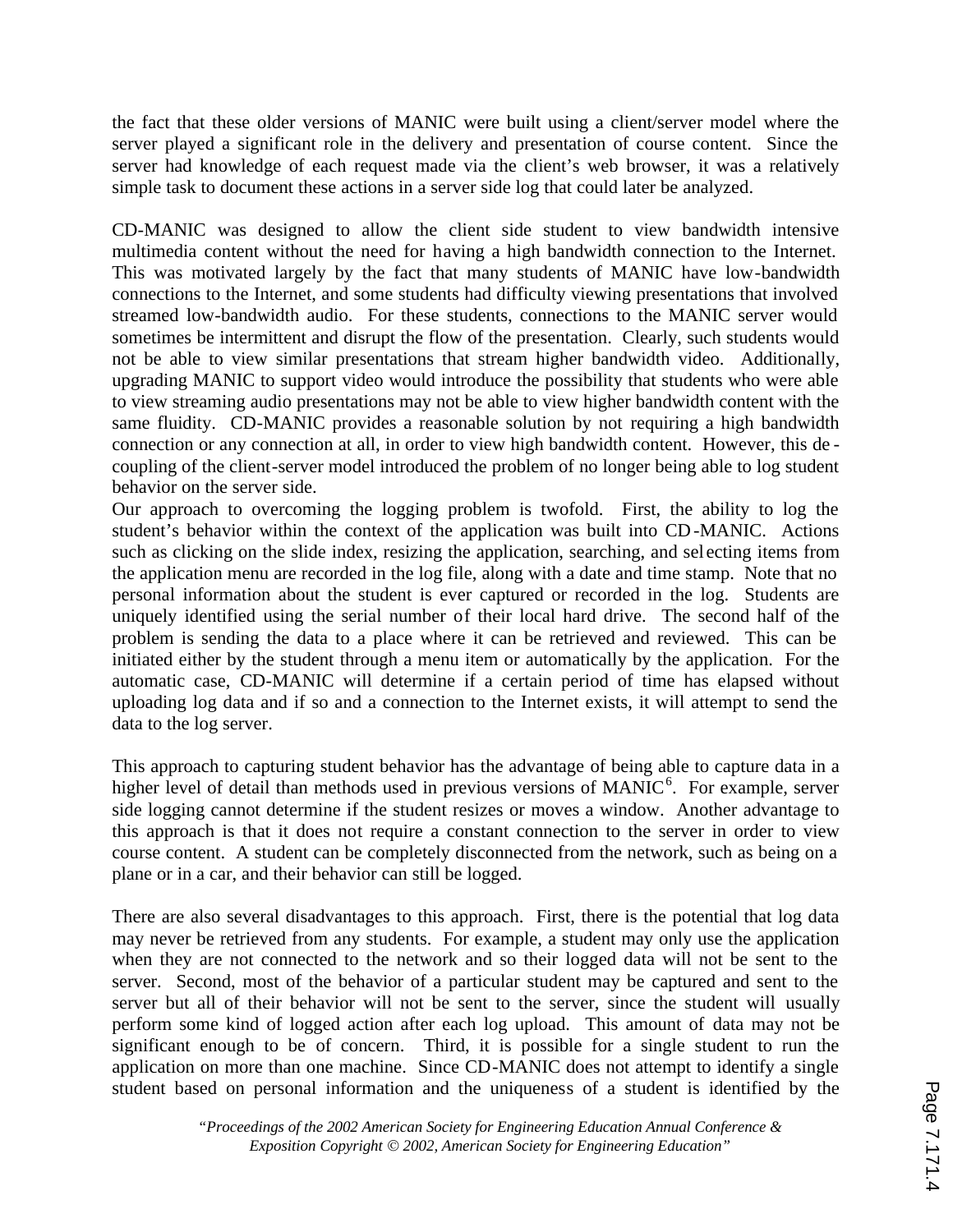the fact that these older versions of MANIC were built using a client/server model where the server played a significant role in the delivery and presentation of course content. Since the server had knowledge of each request made via the client's web browser, it was a relatively simple task to document these actions in a server side log that could later be analyzed.

CD-MANIC was designed to allow the client side student to view bandwidth intensive multimedia content without the need for having a high bandwidth connection to the Internet. This was motivated largely by the fact that many students of MANIC have low-bandwidth connections to the Internet, and some students had difficulty viewing presentations that involved streamed low-bandwidth audio. For these students, connections to the MANIC server would sometimes be intermittent and disrupt the flow of the presentation. Clearly, such students would not be able to view similar presentations that stream higher bandwidth video. Additionally, upgrading MANIC to support video would introduce the possibility that students who were able to view streaming audio presentations may not be able to view higher bandwidth content with the same fluidity. CD-MANIC provides a reasonable solution by not requiring a high bandwidth connection or any connection at all, in order to view high bandwidth content. However, this de-coupling of the client-server model introduced the problem of no longer being able to log student behavior on the server side.

Our approach to overcoming the logging problem is twofold. First, the ability to log the student's behavior within the context of the application was built into CD-MANIC. Actions such as clicking on the slide index, resizing the application, searching, and selecting items from the application menu are recorded in the log file, along with a date and time stamp. Note that no personal information about the student is ever captured or recorded in the log. Students are uniquely identified using the serial number of their local hard drive. The second half of the problem is sending the data to a place where it can be retrieved and reviewed. This can be initiated either by the student through a menu item or automatically by the application. For the automatic case, CD-MANIC will determine if a certain period of time has elapsed without uploading log data and if so and a connection to the Internet exists, it will attempt to send the data to the log server.

This approach to capturing student behavior has the advantage of being able to capture data in a higher level of detail than methods used in previous versions of MANIC[6]. For example, server side logging cannot determine if the student resizes or moves a window. Another advantage to this approach is that it does not require a constant connection to the server in order to view course content. A student can be completely disconnected from the network, such as being on a plane or in a car, and their behavior can still be logged.

There are also several disadvantages to this approach. First, there is the potential that log data may never be retrieved from any students. For example, a student may only use the application when they are not connected to the network and so their logged data will not be sent to the server. Second, most of the behavior of a particular student may be captured and sent to the server but all of their behavior will not be sent to the server, since the student will usually perform some kind of logged action after each log upload. This amount of data may not be significant enough to be of concern. Third, it is possible for a single student to run the application on more than one machine. Since CD-MANIC does not attempt to identify a single student based on personal information and the uniqueness of a student is identified by the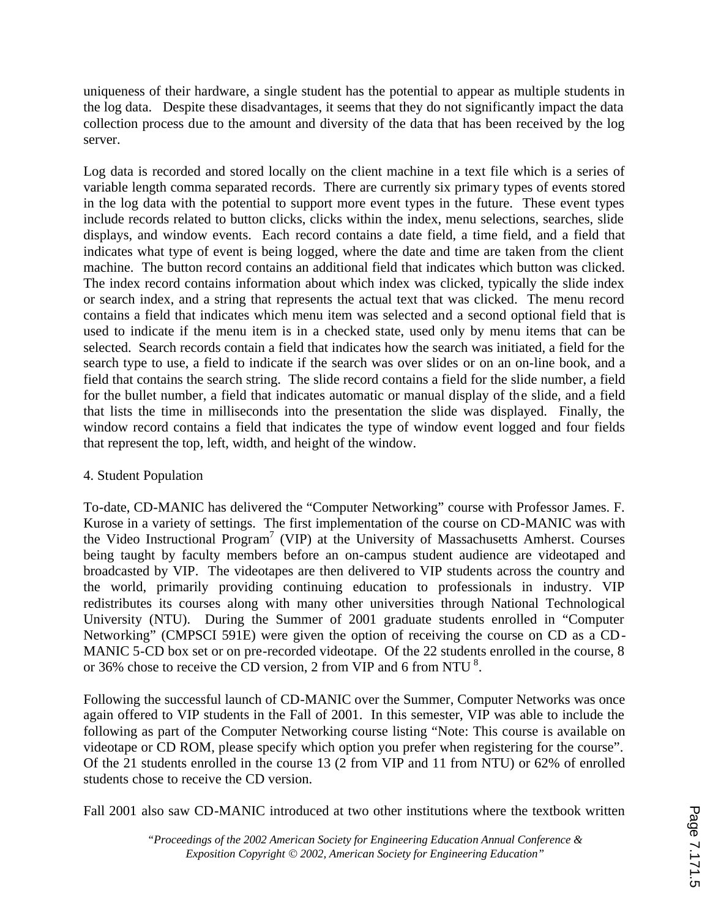uniqueness of their hardware, a single student has the potential to appear as multiple students in the log data. Despite these disadvantages, it seems that they do not significantly impact the data collection process due to the amount and diversity of the data that has been received by the log server.

Log data is recorded and stored locally on the client machine in a text file which is a series of variable length comma separated records. There are currently six primary types of events stored in the log data with the potential to support more event types in the future. These event types include records related to button clicks, clicks within the index, menu selections, searches, slide displays, and window events. Each record contains a date field, a time field, and a field that indicates what type of event is being logged, where the date and time are taken from the client machine. The button record contains an additional field that indicates which button was clicked. The index record contains information about which index was clicked, typically the slide index or search index, and a string that represents the actual text that was clicked. The menu record contains a field that indicates which menu item was selected and a second optional field that is used to indicate if the menu item is in a checked state, used only by menu items that can be selected. Search records contain a field that indicates how the search was initiated, a field for the search type to use, a field to indicate if the search was over slides or on an on-line book, and a field that contains the search string. The slide record contains a field for the slide number, a field for the bullet number, a field that indicates automatic or manual display of the slide, and a field that lists the time in milliseconds into the presentation the slide was displayed. Finally, the window record contains a field that indicates the type of window event logged and four fields that represent the top, left, width, and height of the window.

## 4. Student Population

To-date, CD-MANIC has delivered the "Computer Networking" course with Professor James. F. Kurose in a variety of settings. The first implementation of the course on CD-MANIC was with the Video Instructional Program[7] (VIP) at the University of Massachusetts Amherst. Courses being taught by faculty members before an on-campus student audience are videotaped and broadcasted by VIP. The videotapes are then delivered to VIP students across the country and the world, primarily providing continuing education to professionals in industry. VIP redistributes its courses along with many other universities through National Technological University (NTU). During the Summer of 2001 graduate students enrolled in "Computer Networking" (CMPSCI 591E) were given the option of receiving the course on CD as a CD-MANIC 5-CD box set or on pre-recorded videotape. Of the 22 students enrolled in the course, 8 or 36% chose to receive the CD version, 2 from VIP and 6 from NTU [8].

Following the successful launch of CD-MANIC over the Summer, Computer Networks was once again offered to VIP students in the Fall of 2001. In this semester, VIP was able to include the following as part of the Computer Networking course listing "Note: This course is available on videotape or CD ROM, please specify which option you prefer when registering for the course". Of the 21 students enrolled in the course 13 (2 from VIP and 11 from NTU) or 62% of enrolled students chose to receive the CD version.

Fall 2001 also saw CD-MANIC introduced at two other institutions where the textbook written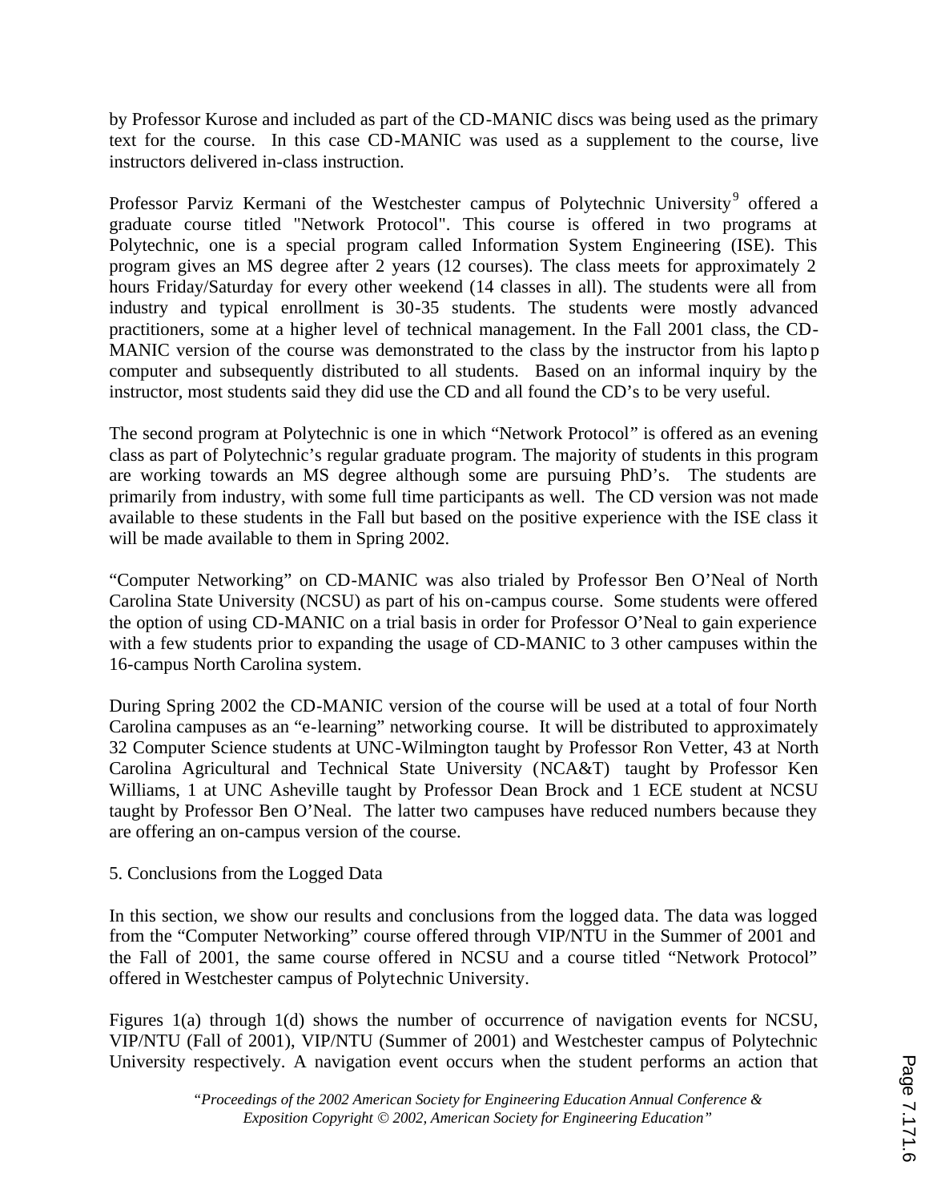by Professor Kurose and included as part of the CD-MANIC discs was being used as the primary text for the course. In this case CD-MANIC was used as a supplement to the course, live instructors delivered in-class instruction.

Professor Parviz Kermani of the Westchester campus of Polytechnic University[9] offered a graduate course titled "Network Protocol". This course is offered in two programs at Polytechnic, one is a special program called Information System Engineering (ISE). This program gives an MS degree after 2 years (12 courses). The class meets for approximately 2 hours Friday/Saturday for every other weekend (14 classes in all). The students were all from industry and typical enrollment is 30-35 students. The students were mostly advanced practitioners, some at a higher level of technical management. In the Fall 2001 class, the CD-MANIC version of the course was demonstrated to the class by the instructor from his laptop computer and subsequently distributed to all students. Based on an informal inquiry by the instructor, most students said they did use the CD and all found the CD's to be very useful.

The second program at Polytechnic is one in which "Network Protocol" is offered as an evening class as part of Polytechnic's regular graduate program. The majority of students in this program are working towards an MS degree although some are pursuing PhD's. The students are primarily from industry, with some full time participants as well. The CD version was not made available to these students in the Fall but based on the positive experience with the ISE class it will be made available to them in Spring 2002.

"Computer Networking" on CD-MANIC was also trialed by Professor Ben O'Neal of North Carolina State University (NCSU) as part of his on-campus course. Some students were offered the option of using CD-MANIC on a trial basis in order for Professor O'Neal to gain experience with a few students prior to expanding the usage of CD-MANIC to 3 other campuses within the 16-campus North Carolina system.

During Spring 2002 the CD-MANIC version of the course will be used at a total of four North Carolina campuses as an "e-learning" networking course. It will be distributed to approximately 32 Computer Science students at UNC-Wilmington taught by Professor Ron Vetter, 43 at North Carolina Agricultural and Technical State University (NCA&T) taught by Professor Ken Williams, 1 at UNC Asheville taught by Professor Dean Brock and 1 ECE student at NCSU taught by Professor Ben O'Neal. The latter two campuses have reduced numbers because they are offering an on-campus version of the course.

## 5. Conclusions from the Logged Data

In this section, we show our results and conclusions from the logged data. The data was logged from the "Computer Networking" course offered through VIP/NTU in the Summer of 2001 and the Fall of 2001, the same course offered in NCSU and a course titled "Network Protocol" offered in Westchester campus of Polytechnic University.

Figures 1(a) through 1(d) shows the number of occurrence of navigation events for NCSU, VIP/NTU (Fall of 2001), VIP/NTU (Summer of 2001) and Westchester campus of Polytechnic University respectively. A navigation event occurs when the student performs an action that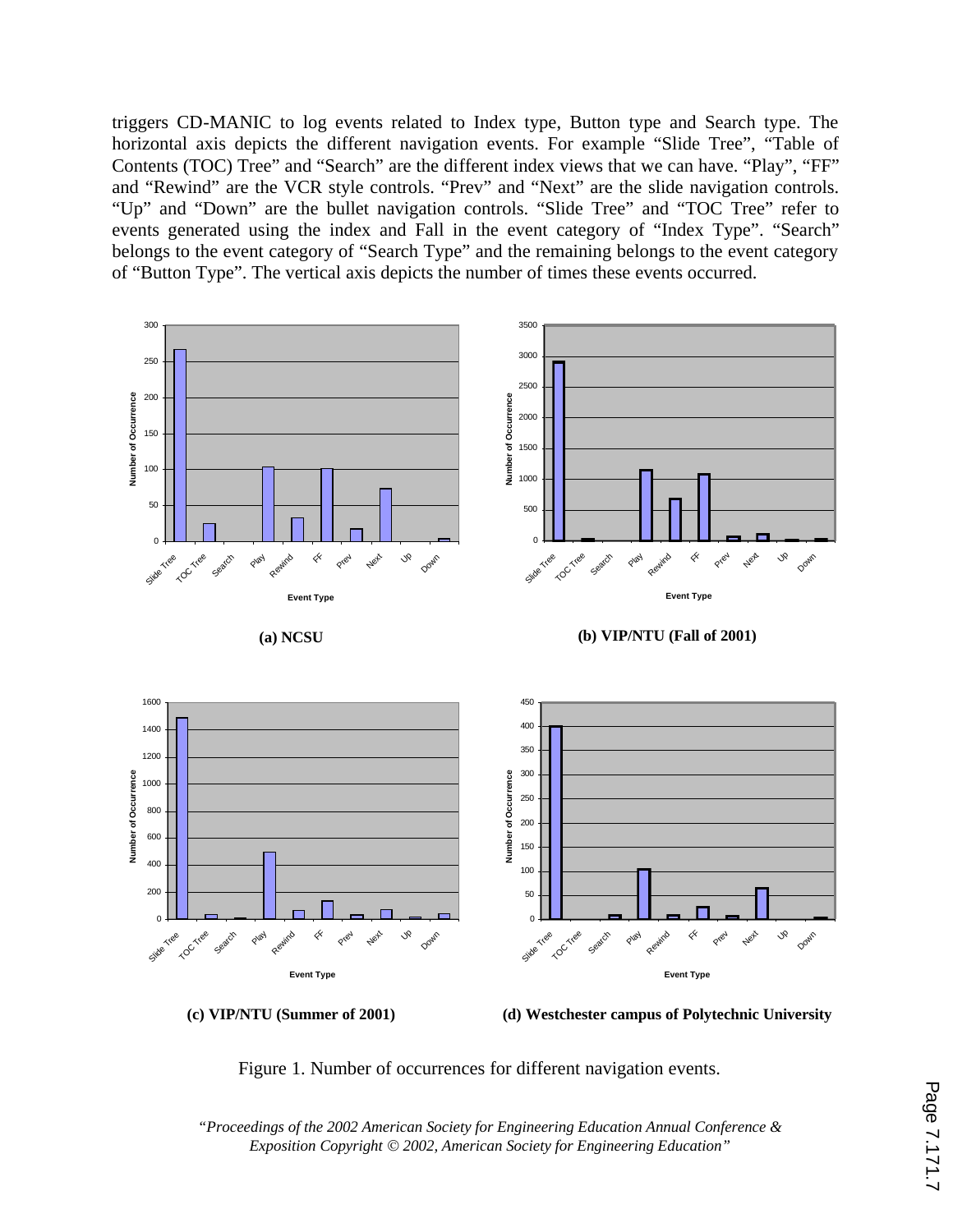triggers CD-MANIC to log events related to Index type, Button type and Search type. The horizontal axis depicts the different navigation events. For example "Slide Tree", "Table of Contents (TOC) Tree" and "Search" are the different index views that we can have. "Play", "FF" and "Rewind" are the VCR style controls. "Prev" and "Next" are the slide navigation controls. "Up" and "Down" are the bullet navigation controls. "Slide Tree" and "TOC Tree" refer to events generated using the index and Fall in the event category of "Index Type". "Search" belongs to the event category of "Search Type" and the remaining belongs to the event category of "Button Type". The vertical axis depicts the number of times these events occurred.

**(a) NCSU**

**(b) VIP/NTU (Fall of 2001)**

**(c) VIP/NTU (Summer of 2001)**

**(d) Westchester campus of Polytechnic University**

Figure 1. Number of occurrences for different navigation events.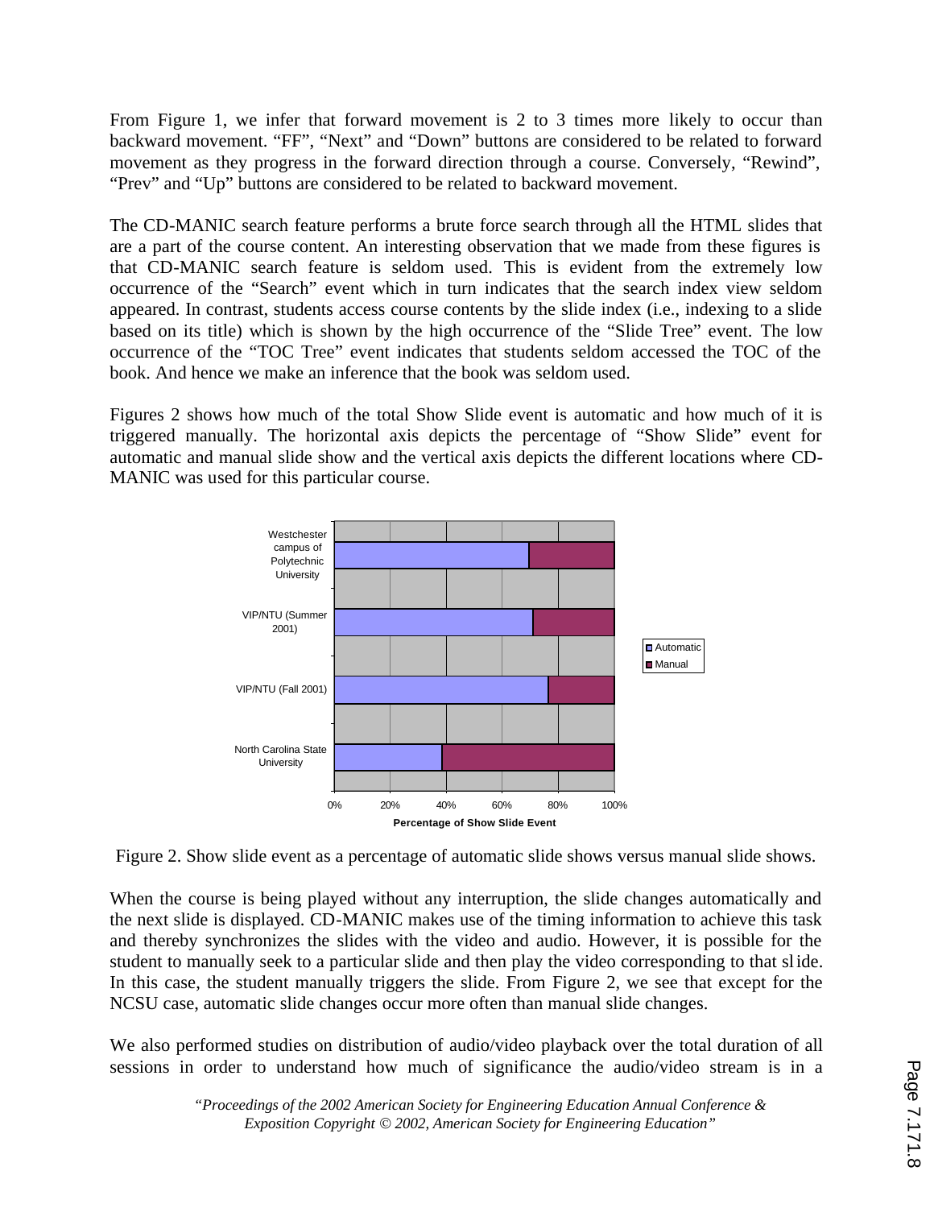From Figure 1, we infer that forward movement is 2 to 3 times more likely to occur than backward movement. "FF", "Next" and "Down" buttons are considered to be related to forward movement as they progress in the forward direction through a course. Conversely, "Rewind", "Prev" and "Up" buttons are considered to be related to backward movement.

The CD-MANIC search feature performs a brute force search through all the HTML slides that are a part of the course content. An interesting observation that we made from these figures is that CD-MANIC search feature is seldom used. This is evident from the extremely low occurrence of the "Search" event which in turn indicates that the search index view seldom appeared. In contrast, students access course contents by the slide index (i.e., indexing to a slide based on its title) which is shown by the high occurrence of the "Slide Tree" event. The low occurrence of the "TOC Tree" event indicates that students seldom accessed the TOC of the book. And hence we make an inference that the book was seldom used.

Figures 2 shows how much of the total Show Slide event is automatic and how much of it is triggered manually. The horizontal axis depicts the percentage of "Show Slide" event for automatic and manual slide show and the vertical axis depicts the different locations where CD-MANIC was used for this particular course.

Figure 2. Show slide event as a percentage of automatic slide shows versus manual slide shows.

When the course is being played without any interruption, the slide changes automatically and the next slide is displayed. CD-MANIC makes use of the timing information to achieve this task and thereby synchronizes the slides with the video and audio. However, it is possible for the student to manually seek to a particular slide and then play the video corresponding to that slide. In this case, the student manually triggers the slide. From Figure 2, we see that except for the NCSU case, automatic slide changes occur more often than manual slide changes.

We also performed studies on distribution of audio/video playback over the total duration of all sessions in order to understand how much of significance the audio/video stream is in a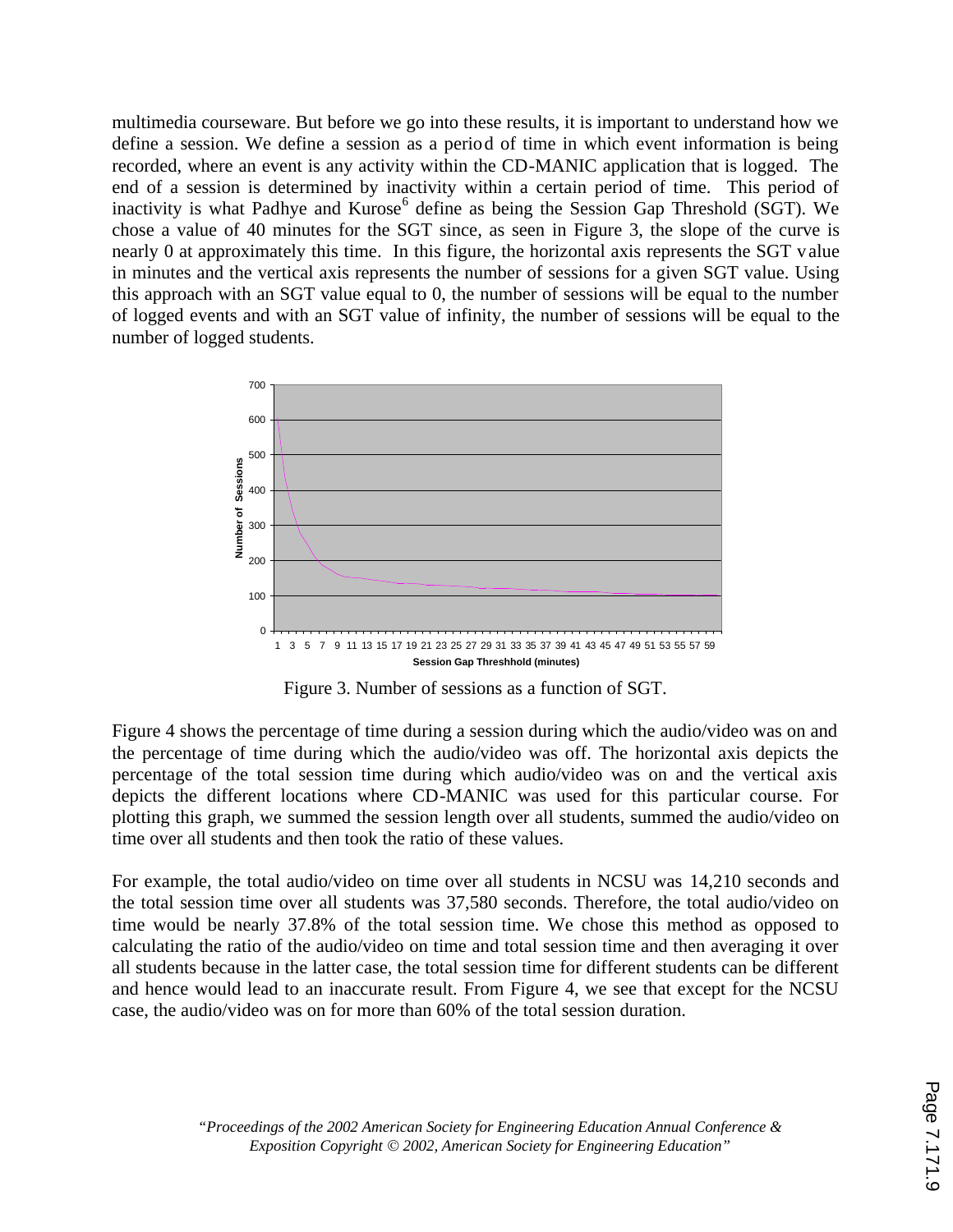multimedia courseware. But before we go into these results, it is important to understand how we define a session. We define a session as a period of time in which event information is being recorded, where an event is any activity within the CD-MANIC application that is logged. The end of a session is determined by inactivity within a certain period of time. This period of inactivity is what Padhye and Kurose[6] define as being the Session Gap Threshold (SGT). We chose a value of 40 minutes for the SGT since, as seen in Figure 3, the slope of the curve is nearly 0 at approximately this time. In this figure, the horizontal axis represents the SGT value in minutes and the vertical axis represents the number of sessions for a given SGT value. Using this approach with an SGT value equal to 0, the number of sessions will be equal to the number of logged events and with an SGT value of infinity, the number of sessions will be equal to the number of logged students.

Figure 3. Number of sessions as a function of SGT.

Figure 4 shows the percentage of time during a session during which the audio/video was on and the percentage of time during which the audio/video was off. The horizontal axis depicts the percentage of the total session time during which audio/video was on and the vertical axis depicts the different locations where CD-MANIC was used for this particular course. For plotting this graph, we summed the session length over all students, summed the audio/video on time over all students and then took the ratio of these values.

For example, the total audio/video on time over all students in NCSU was 14,210 seconds and the total session time over all students was 37,580 seconds. Therefore, the total audio/video on time would be nearly 37.8% of the total session time. We chose this method as opposed to calculating the ratio of the audio/video on time and total session time and then averaging it over all students because in the latter case, the total session time for different students can be different and hence would lead to an inaccurate result. From Figure 4, we see that except for the NCSU case, the audio/video was on for more than 60% of the total session duration.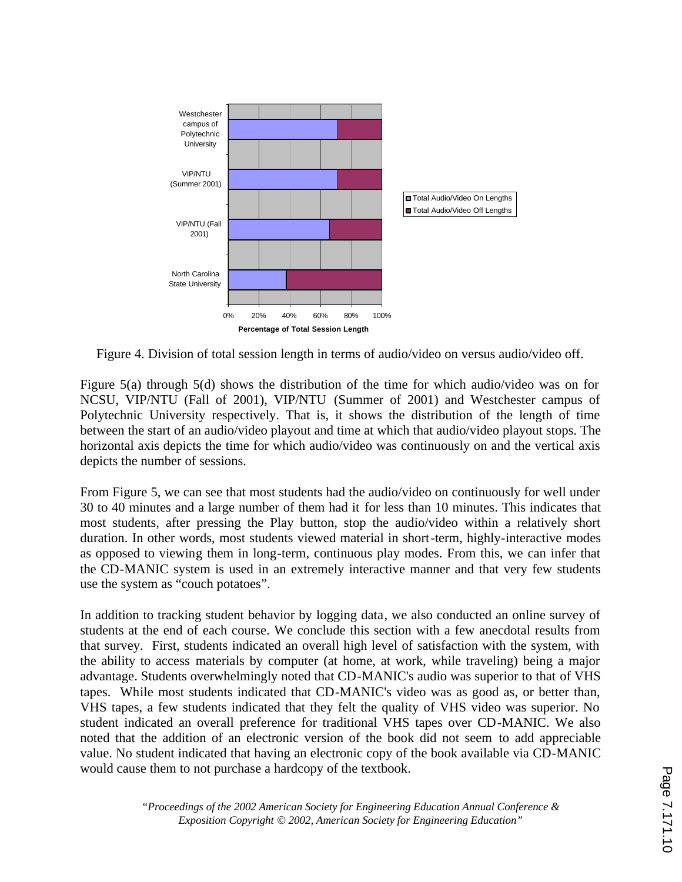Figure 4. Division of total session length in terms of audio/video on versus audio/video off.

Figure 5(a) through 5(d) shows the distribution of the time for which audio/video was on for NCSU, VIP/NTU (Fall of 2001), VIP/NTU (Summer of 2001) and Westchester campus of Polytechnic University respectively. That is, it shows the distribution of the length of time between the start of an audio/video playout and time at which that audio/video playout stops. The horizontal axis depicts the time for which audio/video was continuously on and the vertical axis depicts the number of sessions.

From Figure 5, we can see that most students had the audio/video on continuously for well under 30 to 40 minutes and a large number of them had it for less than 10 minutes. This indicates that most students, after pressing the Play button, stop the audio/video within a relatively short duration. In other words, most students viewed material in short-term, highly-interactive modes as opposed to viewing them in long-term, continuous play modes. From this, we can infer that the CD-MANIC system is used in an extremely interactive manner and that very few students use the system as "couch potatoes".

In addition to tracking student behavior by logging data, we also conducted an online survey of students at the end of each course. We conclude this section with a few anecdotal results from that survey. First, students indicated an overall high level of satisfaction with the system, with the ability to access materials by computer (at home, at work, while traveling) being a major advantage. Students overwhelmingly noted that CD-MANIC's audio was superior to that of VHS tapes. While most students indicated that CD-MANIC's video was as good as, or better than, VHS tapes, a few students indicated that they felt the quality of VHS video was superior. No student indicated an overall preference for traditional VHS tapes over CD-MANIC. We also noted that the addition of an electronic version of the book did not seem to add appreciable value. No student indicated that having an electronic copy of the book available via CD-MANIC would cause them to not purchase a hardcopy of the textbook.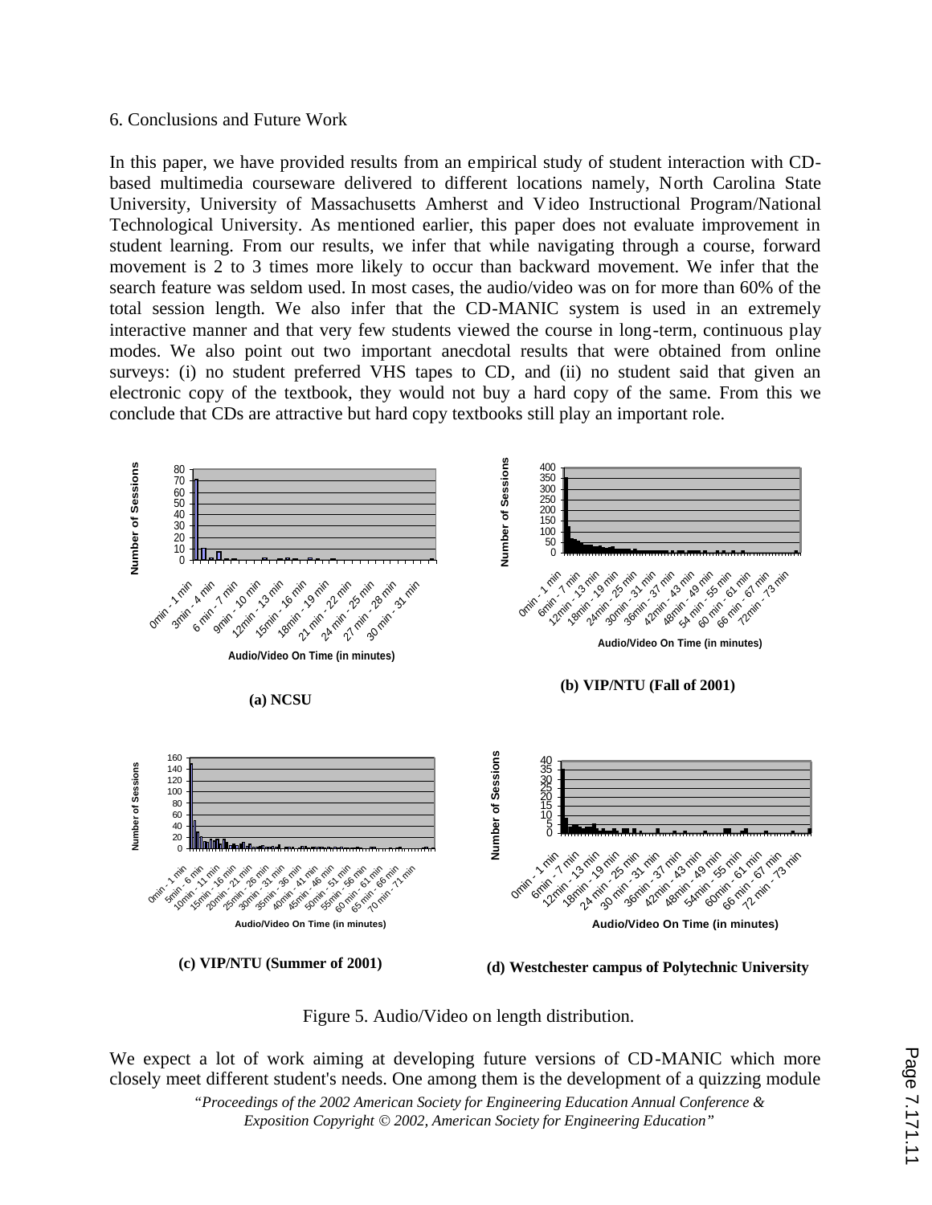6. Conclusions and Future Work

In this paper, we have provided results from an empirical study of student interaction with CD-based multimedia courseware delivered to different locations namely, North Carolina State University, University of Massachusetts Amherst and Video Instructional Program/National Technological University. As mentioned earlier, this paper does not evaluate improvement in student learning. From our results, we infer that while navigating through a course, forward movement is 2 to 3 times more likely to occur than backward movement. We infer that the search feature was seldom used. In most cases, the audio/video was on for more than 60% of the total session length. We also infer that the CD-MANIC system is used in an extremely interactive manner and that very few students viewed the course in long-term, continuous play modes. We also point out two important anecdotal results that were obtained from online surveys: (i) no student preferred VHS tapes to CD, and (ii) no student said that given an electronic copy of the textbook, they would not buy a hard copy of the same. From this we conclude that CDs are attractive but hard copy textbooks still play an important role.

**(a) NCSU**

**(b) VIP/NTU (Fall of 2001)**

**(c) VIP/NTU (Summer of 2001)**

**(d) Westchester campus of Polytechnic University**

Figure 5. Audio/Video on length distribution.

We expect a lot of work aiming at developing future versions of CD-MANIC which more closely meet different student's needs. One among them is the development of a quizzing module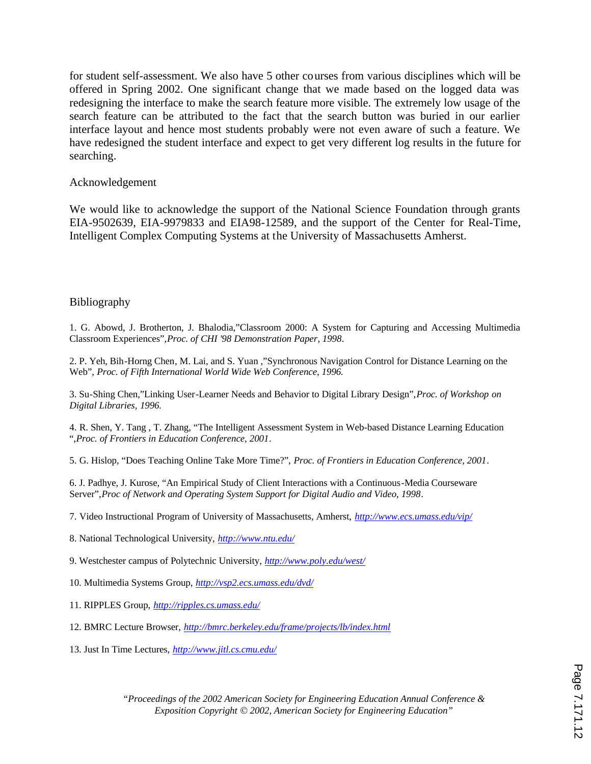for student self-assessment. We also have 5 other courses from various disciplines which will be offered in Spring 2002. One significant change that we made based on the logged data was redesigning the interface to make the search feature more visible. The extremely low usage of the search feature can be attributed to the fact that the search button was buried in our earlier interface layout and hence most students probably were not even aware of such a feature. We have redesigned the student interface and expect to get very different log results in the future for searching.

## Acknowledgement

We would like to acknowledge the support of the National Science Foundation through grants EIA-9502639, EIA-9979833 and EIA98-12589, and the support of the Center for Real-Time, Intelligent Complex Computing Systems at the University of Massachusetts Amherst.

## Bibliography

1. G. Abowd, J. Brotherton, J. Bhalodia,"Classroom 2000: A System for Capturing and Accessing Multimedia Classroom Experiences",*Proc. of CHI '98 Demonstration Paper, 1998*.

2. P. Yeh, Bih-Horng Chen, M. Lai, and S. Yuan ,"Synchronous Navigation Control for Distance Learning on the Web", *Proc. of Fifth International World Wide Web Conference, 1996.*

3. Su-Shing Chen,"Linking User-Learner Needs and Behavior to Digital Library Design",*Proc. of Workshop on Digital Libraries, 1996.*

4. R. Shen, Y. Tang , T. Zhang, "The Intelligent Assessment System in Web-based Distance Learning Education ",*Proc. of Frontiers in Education Conference, 2001*.

5. G. Hislop, "Does Teaching Online Take More Time?", *Proc. of Frontiers in Education Conference, 2001*.

6. J. Padhye, J. Kurose, "An Empirical Study of Client Interactions with a Continuous-Media Courseware Server",*Proc of Network and Operating System Support for Digital Audio and Video, 1998*.

7. Video Instructional Program of University of Massachusetts, Amherst, *http://www.ecs.umass.edu/vip/*

8. National Technological University, *http://www.ntu.edu/*

9. Westchester campus of Polytechnic University, *http://www.poly.edu/west/*

10. Multimedia Systems Group, *http://vsp2.ecs.umass.edu/dvd/*

11. RIPPLES Group, *http://ripples.cs.umass.edu/*

12. BMRC Lecture Browser, *http://bmrc.berkeley.edu/frame/projects/lb/index.html*

13. Just In Time Lectures, *http://www.jitl.cs.cmu.edu/*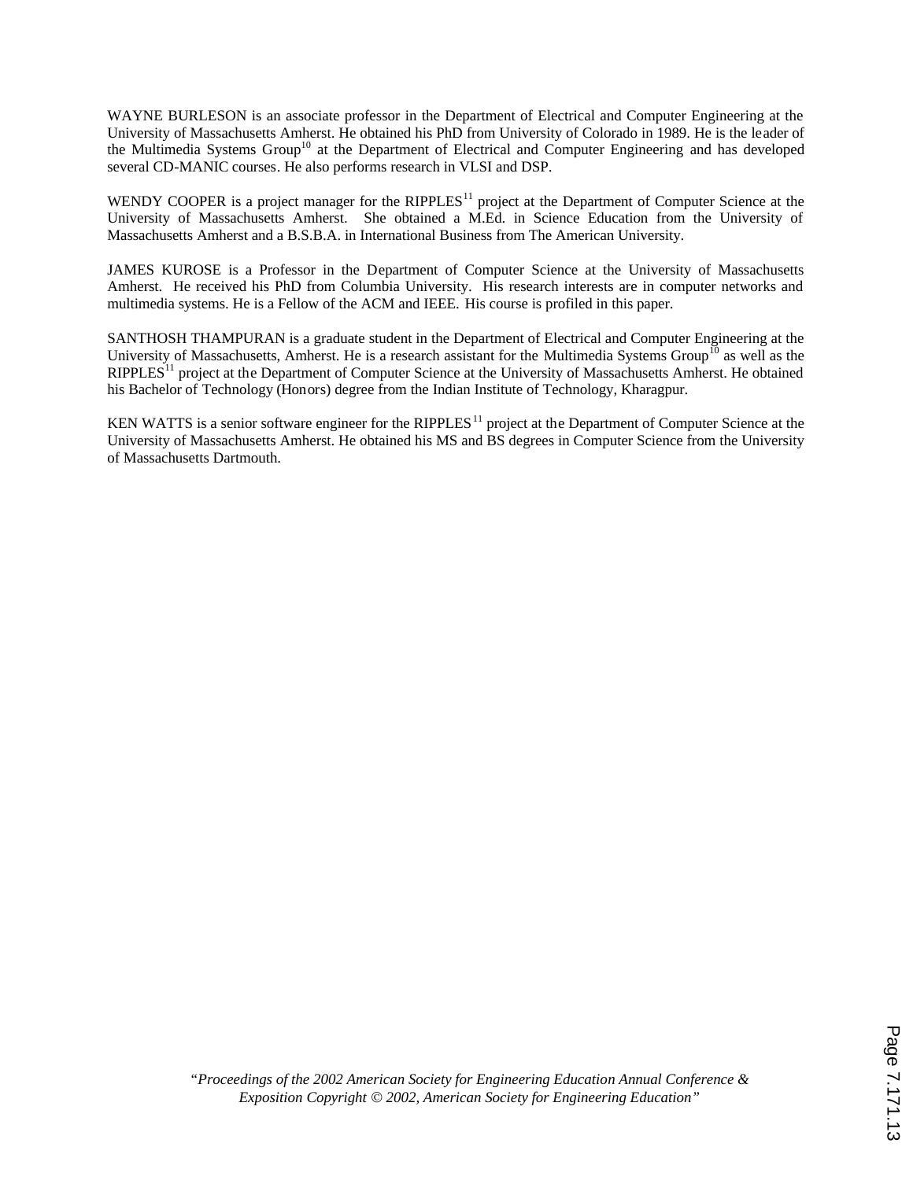WAYNE BURLESON is an associate professor in the Department of Electrical and Computer Engineering at the University of Massachusetts Amherst. He obtained his PhD from University of Colorado in 1989. He is the leader of the Multimedia Systems Group[10] at the Department of Electrical and Computer Engineering and has developed several CD-MANIC courses. He also performs research in VLSI and DSP.

WENDY COOPER is a project manager for the RIPPLES[11] project at the Department of Computer Science at the University of Massachusetts Amherst. She obtained a M.Ed. in Science Education from the University of Massachusetts Amherst and a B.S.B.A. in International Business from The American University.

JAMES KUROSE is a Professor in the Department of Computer Science at the University of Massachusetts Amherst. He received his PhD from Columbia University. His research interests are in computer networks and multimedia systems. He is a Fellow of the ACM and IEEE. His course is profiled in this paper.

SANTHOSH THAMPURAN is a graduate student in the Department of Electrical and Computer Engineering at the University of Massachusetts, Amherst. He is a research assistant for the Multimedia Systems Group[10] as well as the RIPPLES[11] project at the Department of Computer Science at the University of Massachusetts Amherst. He obtained his Bachelor of Technology (Honors) degree from the Indian Institute of Technology, Kharagpur.

KEN WATTS is a senior software engineer for the RIPPLES[11] project at the Department of Computer Science at the University of Massachusetts Amherst. He obtained his MS and BS degrees in Computer Science from the University of Massachusetts Dartmouth.